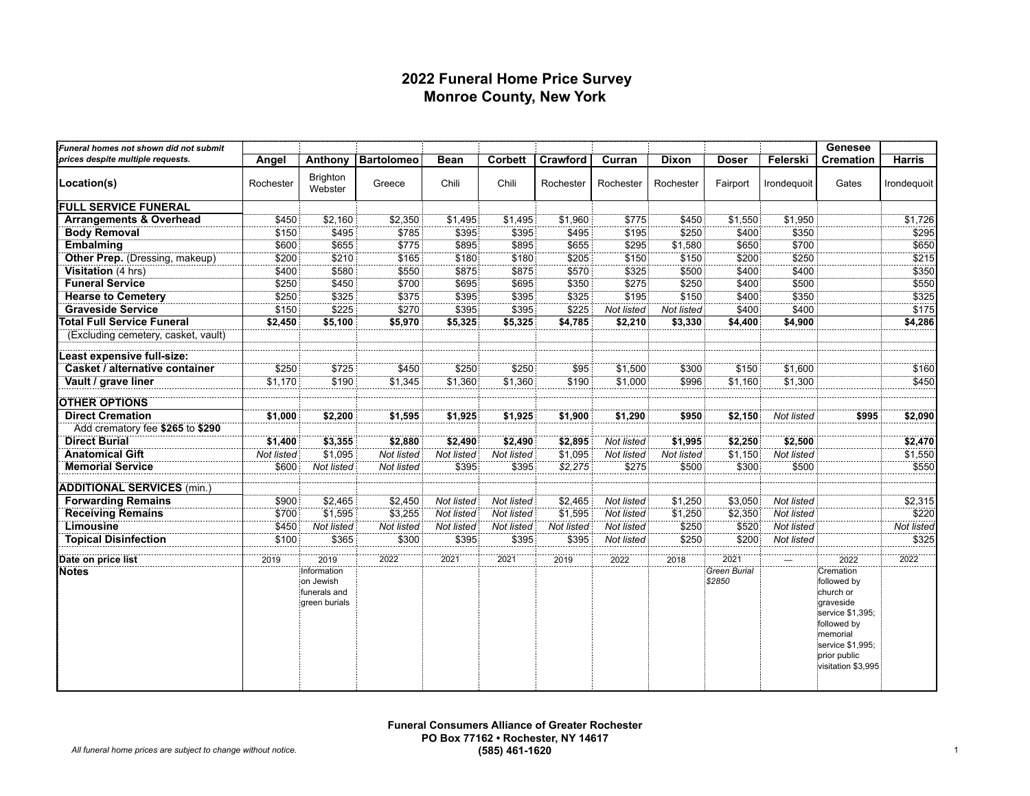# 2022 Funeral Home Price Survey
# Monroe County, New York

| *Funeral homes not shown did not submit prices despite multiple requests.* | Angel | Anthony | Bartolomeo | Bean | Corbett | Crawford | Curran | Dixon | Doser | Felerski | Genesee Cremation | Harris |
|---|---|---|---|---|---|---|---|---|---|---|---|---|
| **Location(s)** | Rochester | Brighton Webster | Greece | Chili | Chili | Rochester | Rochester | Rochester | Fairport | Irondequoit | Gates | Irondequoit |
| **FULL SERVICE FUNERAL** | | | | | | | | | | | | |
| **Arrangements & Overhead** | $450 | $2,160 | $2,350 | $1,495 | $1,495 | $1,960 | $775 | $450 | $1,550 | $1,950 | | $1,726 |
| **Body Removal** | $150 | $495 | $785 | $395 | $395 | $495 | $195 | $250 | $400 | $350 | | $295 |
| **Embalming** | $600 | $655 | $775 | $895 | $895 | $655 | $295 | $1,580 | $650 | $700 | | $650 |
| **Other Prep.** (Dressing, makeup) | $200 | $210 | $165 | $180 | $180 | $205 | $150 | $150 | $200 | $250 | | $215 |
| **Visitation** (4 hrs) | $400 | $580 | $550 | $875 | $875 | $570 | $325 | $500 | $400 | $400 | | $350 |
| **Funeral Service** | $250 | $450 | $700 | $695 | $695 | $350 | $275 | $250 | $400 | $500 | | $550 |
| **Hearse to Cemetery** | $250 | $325 | $375 | $395 | $395 | $325 | $195 | $150 | $400 | $350 | | $325 |
| **Graveside Service** | $150 | $225 | $270 | $395 | $395 | $225 | *Not listed* | *Not listed* | $400 | $400 | | $175 |
| **Total Full Service Funeral** | **$2,450** | **$5,100** | **$5,970** | **$5,325** | **$5,325** | **$4,785** | **$2,210** | **$3,330** | **$4,400** | **$4,900** | | **$4,286** |
| (Excluding cemetery, casket, vault) | | | | | | | | | | | | |
| **Least expensive full-size:** | | | | | | | | | | | | |
| **Casket / alternative container** | $250 | $725 | $450 | $250 | $250 | $95 | $1,500 | $300 | $150 | $1,600 | | $160 |
| **Vault / grave liner** | $1,170 | $190 | $1,345 | $1,360 | $1,360 | $190 | $1,000 | $996 | $1,160 | $1,300 | | $450 |
| **OTHER OPTIONS** | | | | | | | | | | | | |
| **Direct Cremation** | **$1,000** | **$2,200** | **$1,595** | **$1,925** | **$1,925** | **$1,900** | **$1,290** | **$950** | **$2,150** | *Not listed* | **$995** | **$2,090** |
| Add crematory fee **$265** to **$290** | | | | | | | | | | | | |
| **Direct Burial** | **$1,400** | **$3,355** | **$2,880** | **$2,490** | **$2,490** | **$2,895** | *Not listed* | **$1,995** | **$2,250** | **$2,500** | | **$2,470** |
| **Anatomical Gift** | *Not listed* | $1,095 | *Not listed* | *Not listed* | *Not listed* | $1,095 | *Not listed* | *Not listed* | $1,150 | *Not listed* | | $1,550 |
| **Memorial Service** | $600 | *Not listed* | *Not listed* | $395 | $395 | *$2,275* | $275 | $500 | $300 | $500 | | $550 |
| **ADDITIONAL SERVICES** (min.) | | | | | | | | | | | | |
| **Forwarding Remains** | $900 | $2,465 | $2,450 | *Not listed* | *Not listed* | $2,465 | *Not listed* | $1,250 | $3,050 | *Not listed* | | $2,315 |
| **Receiving Remains** | $700 | $1,595 | $3,255 | *Not listed* | *Not listed* | $1,595 | *Not listed* | $1,250 | $2,350 | *Not listed* | | $220 |
| **Limousine** | $450 | *Not listed* | *Not listed* | *Not listed* | *Not listed* | *Not listed* | *Not listed* | $250 | $520 | *Not listed* | | *Not listed* |
| **Topical Disinfection** | $100 | $365 | $300 | $395 | $395 | $395 | *Not listed* | $250 | $200 | *Not listed* | | $325 |
| **Date on price list** | 2019 | 2019 | 2022 | 2021 | 2021 | 2019 | 2022 | 2018 | 2021 | — | 2022 | 2022 |
| **Notes** | | Information on Jewish funerals and green burials | | | | | | | *Green Burial $2850* | | Cremation followed by church or graveside service $1,395; followed by memorial service $1,995; prior public visitation $3,995 | |

**Funeral Consumers Alliance of Greater Rochester**
**PO Box 77162 • Rochester, NY 14617**
**(585) 461-1620**

*All funeral home prices are subject to change without notice.*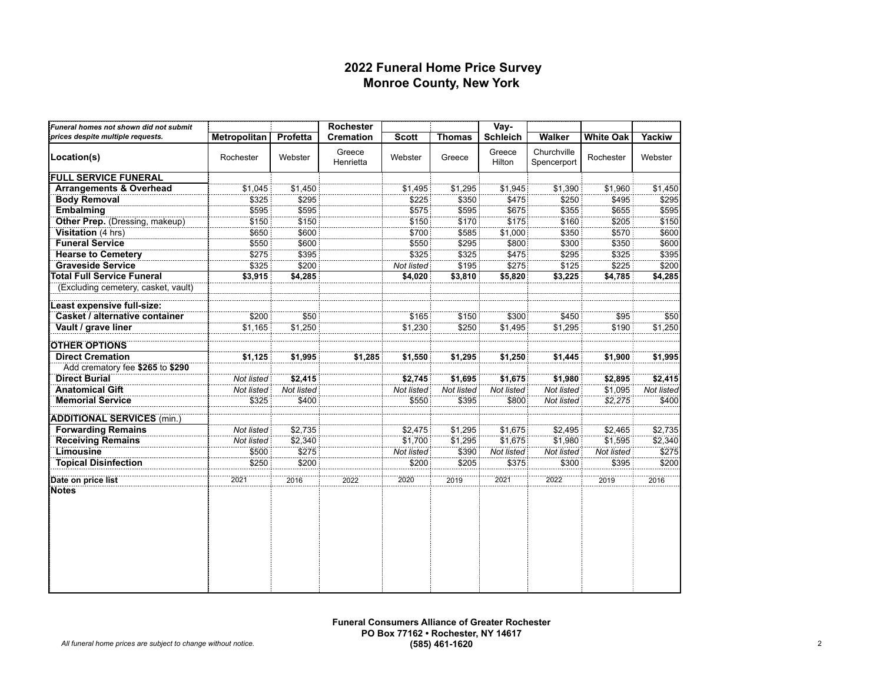# 2022 Funeral Home Price Survey
## Monroe County, New York

| *Funeral homes not shown did not submit prices despite multiple requests.* | Metropolitan | Profetta | Rochester Cremation | Scott | Thomas | Vay-Schleich | Walker | White Oak | Yackiw |
|---|---|---|---|---|---|---|---|---|---|
| **Location(s)** | Rochester | Webster | Greece Henrietta | Webster | Greece | Greece Hilton | Churchville Spencerport | Rochester | Webster |
| **FULL SERVICE FUNERAL** | | | | | | | | | |
| **Arrangements & Overhead** | $1,045 | $1,450 | | $1,495 | $1,295 | $1,945 | $1,390 | $1,960 | $1,450 |
| **Body Removal** | $325 | $295 | | $225 | $350 | $475 | $250 | $495 | $295 |
| **Embalming** | $595 | $595 | | $575 | $595 | $675 | $355 | $655 | $595 |
| **Other Prep.** (Dressing, makeup) | $150 | $150 | | $150 | $170 | $175 | $160 | $205 | $150 |
| **Visitation** (4 hrs) | $650 | $600 | | $700 | $585 | $1,000 | $350 | $570 | $600 |
| **Funeral Service** | $550 | $600 | | $550 | $295 | $800 | $300 | $350 | $600 |
| **Hearse to Cemetery** | $275 | $395 | | $325 | $325 | $475 | $295 | $325 | $395 |
| **Graveside Service** | $325 | $200 | | *Not listed* | $195 | $275 | $125 | $225 | $200 |
| **Total Full Service Funeral** | **$3,915** | **$4,285** | | **$4,020** | **$3,810** | **$5,820** | **$3,225** | **$4,785** | **$4,285** |
| (Excluding cemetery, casket, vault) | | | | | | | | | |
| **Least expensive full-size:** | | | | | | | | | |
| **Casket / alternative container** | $200 | $50 | | $165 | $150 | $300 | $450 | $95 | $50 |
| **Vault / grave liner** | $1,165 | $1,250 | | $1,230 | $250 | $1,495 | $1,295 | $190 | $1,250 |
| **OTHER OPTIONS** | | | | | | | | | |
| **Direct Cremation** | **$1,125** | **$1,995** | **$1,285** | **$1,550** | **$1,295** | **$1,250** | **$1,445** | **$1,900** | **$1,995** |
| Add crematory fee **$265** to **$290** | | | | | | | | | |
| **Direct Burial** | *Not listed* | **$2,415** | | **$2,745** | **$1,695** | **$1,675** | **$1,980** | **$2,895** | **$2,415** |
| **Anatomical Gift** | *Not listed* | *Not listed* | | *Not listed* | *Not listed* | *Not listed* | *Not listed* | $1,095 | *Not listed* |
| **Memorial Service** | $325 | $400 | | $550 | $395 | $800 | *Not listed* | *$2,275* | $400 |
| **ADDITIONAL SERVICES** (min.) | | | | | | | | | |
| **Forwarding Remains** | *Not listed* | $2,735 | | $2,475 | $1,295 | $1,675 | $2,495 | $2,465 | $2,735 |
| **Receiving Remains** | *Not listed* | $2,340 | | $1,700 | $1,295 | $1,675 | $1,980 | $1,595 | $2,340 |
| **Limousine** | $500 | $275 | | *Not listed* | $390 | *Not listed* | *Not listed* | *Not listed* | $275 |
| **Topical Disinfection** | $250 | $200 | | $200 | $205 | $375 | $300 | $395 | $200 |
| **Date on price list** | 2021 | 2016 | 2022 | 2020 | 2019 | 2021 | 2022 | 2019 | 2016 |
| **Notes** | | | | | | | | | |

**Funeral Consumers Alliance of Greater Rochester**
**PO Box 77162 • Rochester, NY 14617**
**(585) 461-1620**

*All funeral home prices are subject to change without notice.*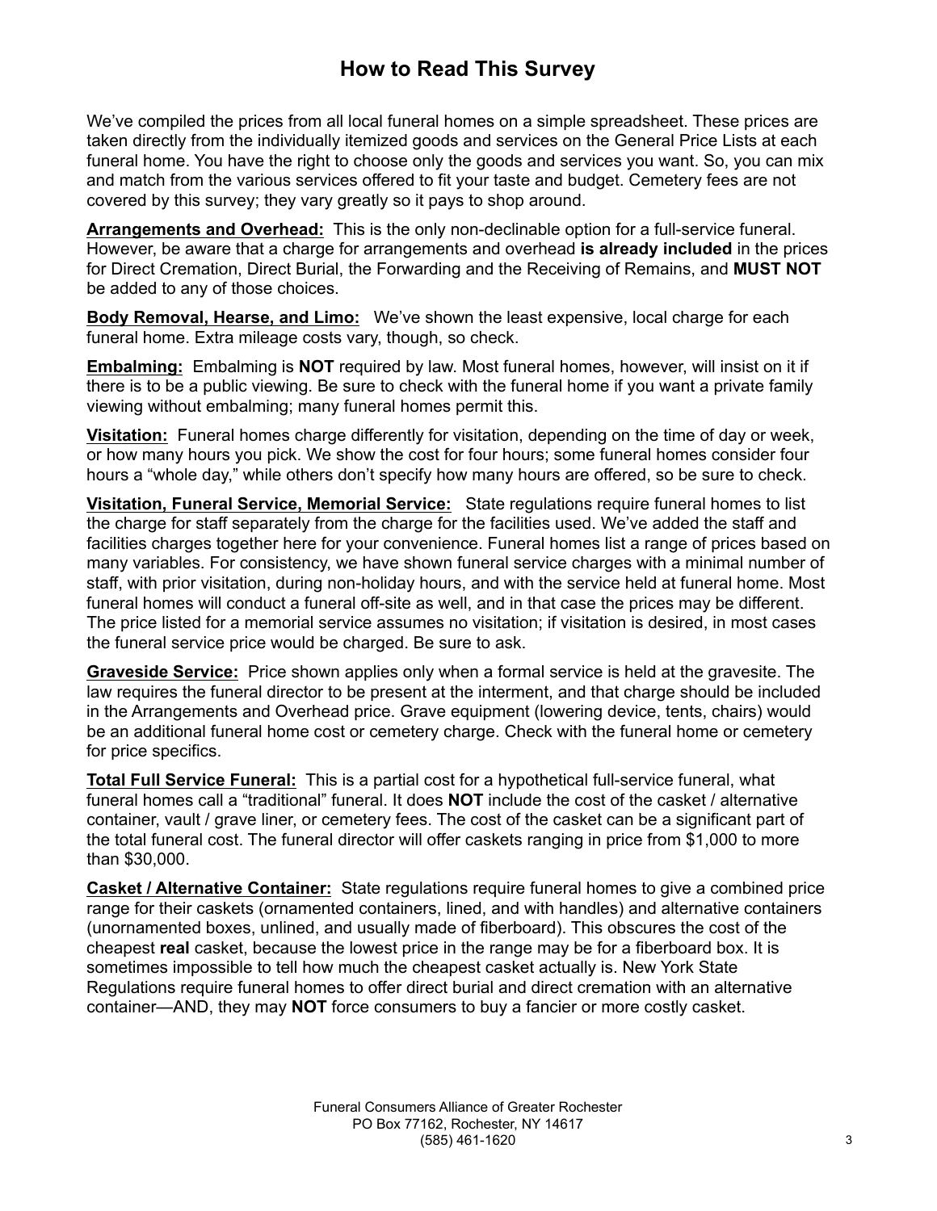# How to Read This Survey

We've compiled the prices from all local funeral homes on a simple spreadsheet. These prices are taken directly from the individually itemized goods and services on the General Price Lists at each funeral home. You have the right to choose only the goods and services you want. So, you can mix and match from the various services offered to fit your taste and budget. Cemetery fees are not covered by this survey; they vary greatly so it pays to shop around.

**Arrangements and Overhead:** This is the only non-declinable option for a full-service funeral. However, be aware that a charge for arrangements and overhead **is already included** in the prices for Direct Cremation, Direct Burial, the Forwarding and the Receiving of Remains, and **MUST NOT** be added to any of those choices.

**Body Removal, Hearse, and Limo:** We've shown the least expensive, local charge for each funeral home. Extra mileage costs vary, though, so check.

**Embalming:** Embalming is **NOT** required by law. Most funeral homes, however, will insist on it if there is to be a public viewing. Be sure to check with the funeral home if you want a private family viewing without embalming; many funeral homes permit this.

**Visitation:** Funeral homes charge differently for visitation, depending on the time of day or week, or how many hours you pick. We show the cost for four hours; some funeral homes consider four hours a "whole day," while others don't specify how many hours are offered, so be sure to check.

**Visitation, Funeral Service, Memorial Service:** State regulations require funeral homes to list the charge for staff separately from the charge for the facilities used. We've added the staff and facilities charges together here for your convenience. Funeral homes list a range of prices based on many variables. For consistency, we have shown funeral service charges with a minimal number of staff, with prior visitation, during non-holiday hours, and with the service held at funeral home. Most funeral homes will conduct a funeral off-site as well, and in that case the prices may be different. The price listed for a memorial service assumes no visitation; if visitation is desired, in most cases the funeral service price would be charged. Be sure to ask.

**Graveside Service:** Price shown applies only when a formal service is held at the gravesite. The law requires the funeral director to be present at the interment, and that charge should be included in the Arrangements and Overhead price. Grave equipment (lowering device, tents, chairs) would be an additional funeral home cost or cemetery charge. Check with the funeral home or cemetery for price specifics.

**Total Full Service Funeral:** This is a partial cost for a hypothetical full-service funeral, what funeral homes call a "traditional" funeral. It does **NOT** include the cost of the casket / alternative container, vault / grave liner, or cemetery fees. The cost of the casket can be a significant part of the total funeral cost. The funeral director will offer caskets ranging in price from $1,000 to more than $30,000.

**Casket / Alternative Container:** State regulations require funeral homes to give a combined price range for their caskets (ornamented containers, lined, and with handles) and alternative containers (unornamented boxes, unlined, and usually made of fiberboard). This obscures the cost of the cheapest **real** casket, because the lowest price in the range may be for a fiberboard box. It is sometimes impossible to tell how much the cheapest casket actually is. New York State Regulations require funeral homes to offer direct burial and direct cremation with an alternative container—AND, they may **NOT** force consumers to buy a fancier or more costly casket.

Funeral Consumers Alliance of Greater Rochester
PO Box 77162, Rochester, NY 14617
(585) 461-1620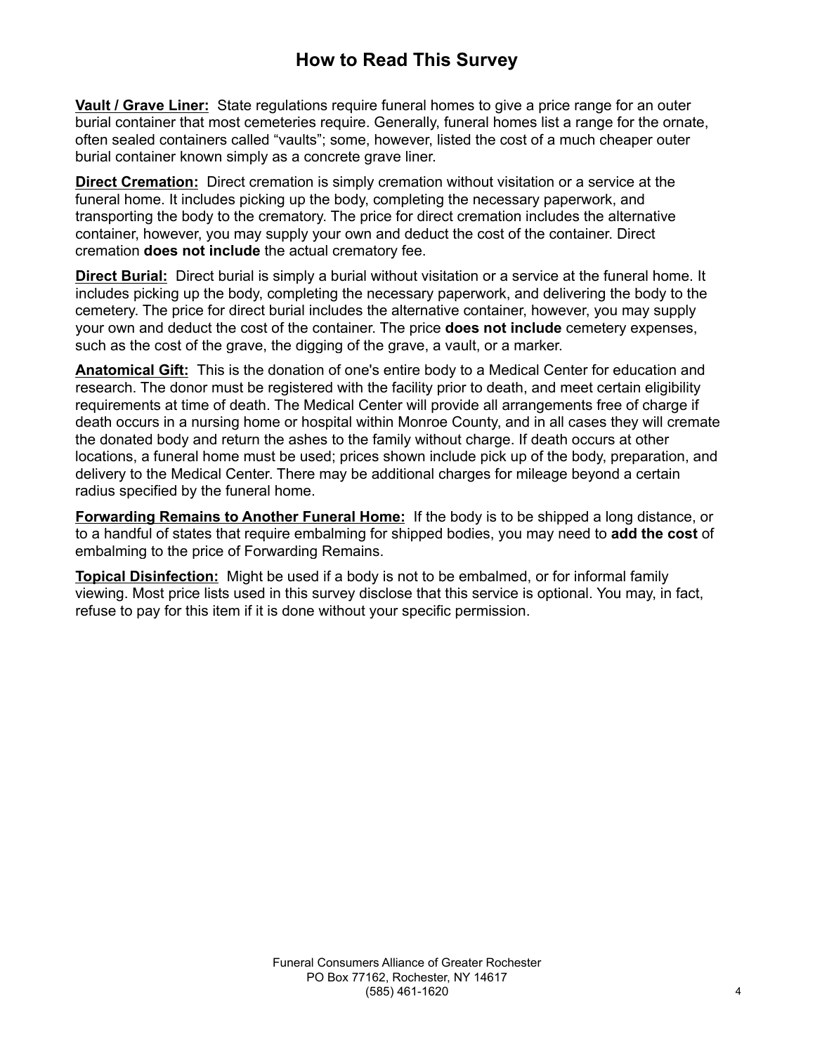# How to Read This Survey

**Vault / Grave Liner:** State regulations require funeral homes to give a price range for an outer burial container that most cemeteries require. Generally, funeral homes list a range for the ornate, often sealed containers called "vaults"; some, however, listed the cost of a much cheaper outer burial container known simply as a concrete grave liner.

**Direct Cremation:** Direct cremation is simply cremation without visitation or a service at the funeral home. It includes picking up the body, completing the necessary paperwork, and transporting the body to the crematory. The price for direct cremation includes the alternative container, however, you may supply your own and deduct the cost of the container. Direct cremation **does not include** the actual crematory fee.

**Direct Burial:** Direct burial is simply a burial without visitation or a service at the funeral home. It includes picking up the body, completing the necessary paperwork, and delivering the body to the cemetery. The price for direct burial includes the alternative container, however, you may supply your own and deduct the cost of the container. The price **does not include** cemetery expenses, such as the cost of the grave, the digging of the grave, a vault, or a marker.

**Anatomical Gift:** This is the donation of one's entire body to a Medical Center for education and research. The donor must be registered with the facility prior to death, and meet certain eligibility requirements at time of death. The Medical Center will provide all arrangements free of charge if death occurs in a nursing home or hospital within Monroe County, and in all cases they will cremate the donated body and return the ashes to the family without charge. If death occurs at other locations, a funeral home must be used; prices shown include pick up of the body, preparation, and delivery to the Medical Center. There may be additional charges for mileage beyond a certain radius specified by the funeral home.

**Forwarding Remains to Another Funeral Home:** If the body is to be shipped a long distance, or to a handful of states that require embalming for shipped bodies, you may need to **add the cost** of embalming to the price of Forwarding Remains.

**Topical Disinfection:** Might be used if a body is not to be embalmed, or for informal family viewing. Most price lists used in this survey disclose that this service is optional. You may, in fact, refuse to pay for this item if it is done without your specific permission.

Funeral Consumers Alliance of Greater Rochester
PO Box 77162, Rochester, NY 14617
(585) 461-1620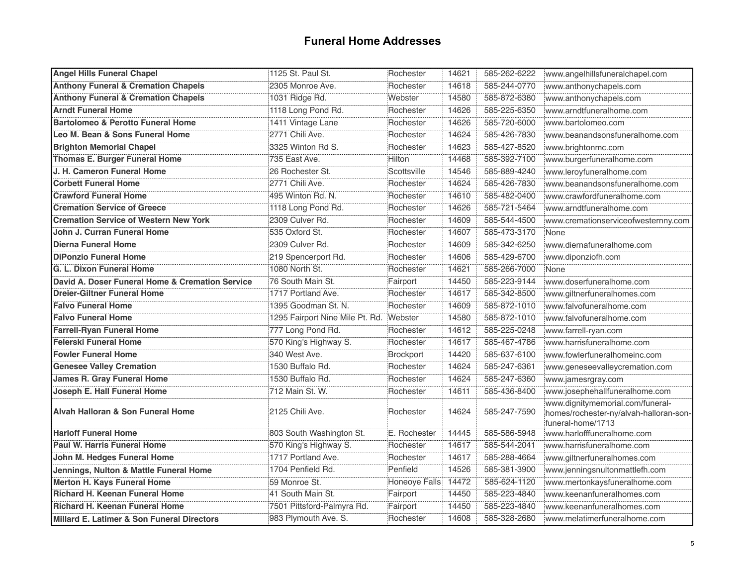# Funeral Home Addresses

| | | | | | |
|---|---|---|---|---|---|
| **Angel Hills Funeral Chapel** | 1125 St. Paul St. | Rochester | 14621 | 585-262-6222 | www.angelhillsfuneralchapel.com |
| **Anthony Funeral & Cremation Chapels** | 2305 Monroe Ave. | Rochester | 14618 | 585-244-0770 | www.anthonychapels.com |
| **Anthony Funeral & Cremation Chapels** | 1031 Ridge Rd. | Webster | 14580 | 585-872-6380 | www.anthonychapels.com |
| **Arndt Funeral Home** | 1118 Long Pond Rd. | Rochester | 14626 | 585-225-6350 | www.arndtfuneralhome.com |
| **Bartolomeo & Perotto Funeral Home** | 1411 Vintage Lane | Rochester | 14626 | 585-720-6000 | www.bartolomeo.com |
| **Leo M. Bean & Sons Funeral Home** | 2771 Chili Ave. | Rochester | 14624 | 585-426-7830 | www.beanandsonsfuneralhome.com |
| **Brighton Memorial Chapel** | 3325 Winton Rd S. | Rochester | 14623 | 585-427-8520 | www.brightonmc.com |
| **Thomas E. Burger Funeral Home** | 735 East Ave. | Hilton | 14468 | 585-392-7100 | www.burgerfuneralhome.com |
| **J. H. Cameron Funeral Home** | 26 Rochester St. | Scottsville | 14546 | 585-889-4240 | www.leroyfuneralhome.com |
| **Corbett Funeral Home** | 2771 Chili Ave. | Rochester | 14624 | 585-426-7830 | www.beanandsonsfuneralhome.com |
| **Crawford Funeral Home** | 495 Winton Rd. N. | Rochester | 14610 | 585-482-0400 | www.crawfordfuneralhome.com |
| **Cremation Service of Greece** | 1118 Long Pond Rd. | Rochester | 14626 | 585-721-5464 | www.arndtfuneralhome.com |
| **Cremation Service of Western New York** | 2309 Culver Rd. | Rochester | 14609 | 585-544-4500 | www.cremationserviceofwesternny.com |
| **John J. Curran Funeral Home** | 535 Oxford St. | Rochester | 14607 | 585-473-3170 | None |
| **Dierna Funeral Home** | 2309 Culver Rd. | Rochester | 14609 | 585-342-6250 | www.diernafuneralhome.com |
| **DiPonzio Funeral Home** | 219 Spencerport Rd. | Rochester | 14606 | 585-429-6700 | www.diponziofh.com |
| **G. L. Dixon Funeral Home** | 1080 North St. | Rochester | 14621 | 585-266-7000 | None |
| **David A. Doser Funeral Home & Cremation Service** | 76 South Main St. | Fairport | 14450 | 585-223-9144 | www.doserfuneralhome.com |
| **Dreier-Giltner Funeral Home** | 1717 Portland Ave. | Rochester | 14617 | 585-342-8500 | www.giltnerfuneralhomes.com |
| **Falvo Funeral Home** | 1395 Goodman St. N. | Rochester | 14609 | 585-872-1010 | www.falvofuneralhome.com |
| **Falvo Funeral Home** | 1295 Fairport Nine Mile Pt. Rd. | Webster | 14580 | 585-872-1010 | www.falvofuneralhome.com |
| **Farrell-Ryan Funeral Home** | 777 Long Pond Rd. | Rochester | 14612 | 585-225-0248 | www.farrell-ryan.com |
| **Felerski Funeral Home** | 570 King's Highway S. | Rochester | 14617 | 585-467-4786 | www.harrisfuneralhome.com |
| **Fowler Funeral Home** | 340 West Ave. | Brockport | 14420 | 585-637-6100 | www.fowlerfuneralhomeinc.com |
| **Genesee Valley Cremation** | 1530 Buffalo Rd. | Rochester | 14624 | 585-247-6361 | www.geneseevalleycremation.com |
| **James R. Gray Funeral Home** | 1530 Buffalo Rd. | Rochester | 14624 | 585-247-6360 | www.jamesrgray.com |
| **Joseph E. Hall Funeral Home** | 712 Main St. W. | Rochester | 14611 | 585-436-8400 | www.josephehallfuneralhome.com |
| **Alvah Halloran & Son Funeral Home** | 2125 Chili Ave. | Rochester | 14624 | 585-247-7590 | www.dignitymemorial.com/funeral-homes/rochester-ny/alvah-halloran-son-funeral-home/1713 |
| **Harloff Funeral Home** | 803 South Washington St. | E. Rochester | 14445 | 585-586-5948 | www.harlofffuneralhome.com |
| **Paul W. Harris Funeral Home** | 570 King's Highway S. | Rochester | 14617 | 585-544-2041 | www.harrisfuneralhome.com |
| **John M. Hedges Funeral Home** | 1717 Portland Ave. | Rochester | 14617 | 585-288-4664 | www.giltnerfuneralhomes.com |
| **Jennings, Nulton & Mattle Funeral Home** | 1704 Penfield Rd. | Penfield | 14526 | 585-381-3900 | www.jenningsnultonmattlefh.com |
| **Merton H. Kays Funeral Home** | 59 Monroe St. | Honeoye Falls | 14472 | 585-624-1120 | www.mertonkaysfuneralhome.com |
| **Richard H. Keenan Funeral Home** | 41 South Main St. | Fairport | 14450 | 585-223-4840 | www.keenanfuneralhomes.com |
| **Richard H. Keenan Funeral Home** | 7501 Pittsford-Palmyra Rd. | Fairport | 14450 | 585-223-4840 | www.keenanfuneralhomes.com |
| **Millard E. Latimer & Son Funeral Directors** | 983 Plymouth Ave. S. | Rochester | 14608 | 585-328-2680 | www.melatimerfuneralhome.com |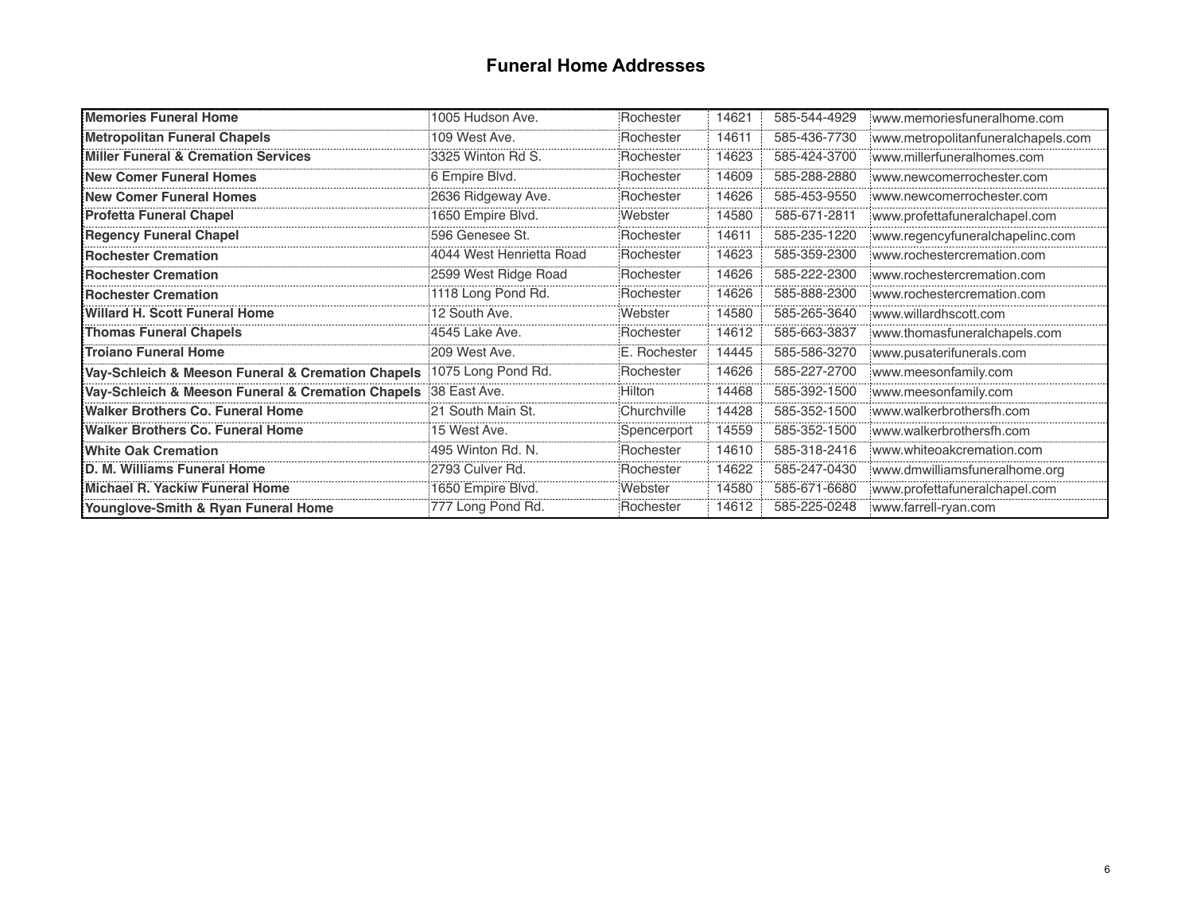# Funeral Home Addresses

| | | | | | |
|---|---|---|---|---|---|
| **Memories Funeral Home** | 1005 Hudson Ave. | Rochester | 14621 | 585-544-4929 | www.memoriesfuneralhome.com |
| **Metropolitan Funeral Chapels** | 109 West Ave. | Rochester | 14611 | 585-436-7730 | www.metropolitanfuneralchapels.com |
| **Miller Funeral & Cremation Services** | 3325 Winton Rd S. | Rochester | 14623 | 585-424-3700 | www.millerfuneralhomes.com |
| **New Comer Funeral Homes** | 6 Empire Blvd. | Rochester | 14609 | 585-288-2880 | www.newcomerrochester.com |
| **New Comer Funeral Homes** | 2636 Ridgeway Ave. | Rochester | 14626 | 585-453-9550 | www.newcomerrochester.com |
| **Profetta Funeral Chapel** | 1650 Empire Blvd. | Webster | 14580 | 585-671-2811 | www.profettafuneralchapel.com |
| **Regency Funeral Chapel** | 596 Genesee St. | Rochester | 14611 | 585-235-1220 | www.regencyfuneralchapelinc.com |
| **Rochester Cremation** | 4044 West Henrietta Road | Rochester | 14623 | 585-359-2300 | www.rochestercremation.com |
| **Rochester Cremation** | 2599 West Ridge Road | Rochester | 14626 | 585-222-2300 | www.rochestercremation.com |
| **Rochester Cremation** | 1118 Long Pond Rd. | Rochester | 14626 | 585-888-2300 | www.rochestercremation.com |
| **Willard H. Scott Funeral Home** | 12 South Ave. | Webster | 14580 | 585-265-3640 | www.willardhscott.com |
| **Thomas Funeral Chapels** | 4545 Lake Ave. | Rochester | 14612 | 585-663-3837 | www.thomasfuneralchapels.com |
| **Troiano Funeral Home** | 209 West Ave. | E. Rochester | 14445 | 585-586-3270 | www.pusaterifunerals.com |
| **Vay-Schleich & Meeson Funeral & Cremation Chapels** | 1075 Long Pond Rd. | Rochester | 14626 | 585-227-2700 | www.meesonfamily.com |
| **Vay-Schleich & Meeson Funeral & Cremation Chapels** | 38 East Ave. | Hilton | 14468 | 585-392-1500 | www.meesonfamily.com |
| **Walker Brothers Co. Funeral Home** | 21 South Main St. | Churchville | 14428 | 585-352-1500 | www.walkerbrothersfh.com |
| **Walker Brothers Co. Funeral Home** | 15 West Ave. | Spencerport | 14559 | 585-352-1500 | www.walkerbrothersfh.com |
| **White Oak Cremation** | 495 Winton Rd. N. | Rochester | 14610 | 585-318-2416 | www.whiteoakcremation.com |
| **D. M. Williams Funeral Home** | 2793 Culver Rd. | Rochester | 14622 | 585-247-0430 | www.dmwilliamsfuneralhome.org |
| **Michael R. Yackiw Funeral Home** | 1650 Empire Blvd. | Webster | 14580 | 585-671-6680 | www.profettafuneralchapel.com |
| **Younglove-Smith & Ryan Funeral Home** | 777 Long Pond Rd. | Rochester | 14612 | 585-225-0248 | www.farrell-ryan.com |